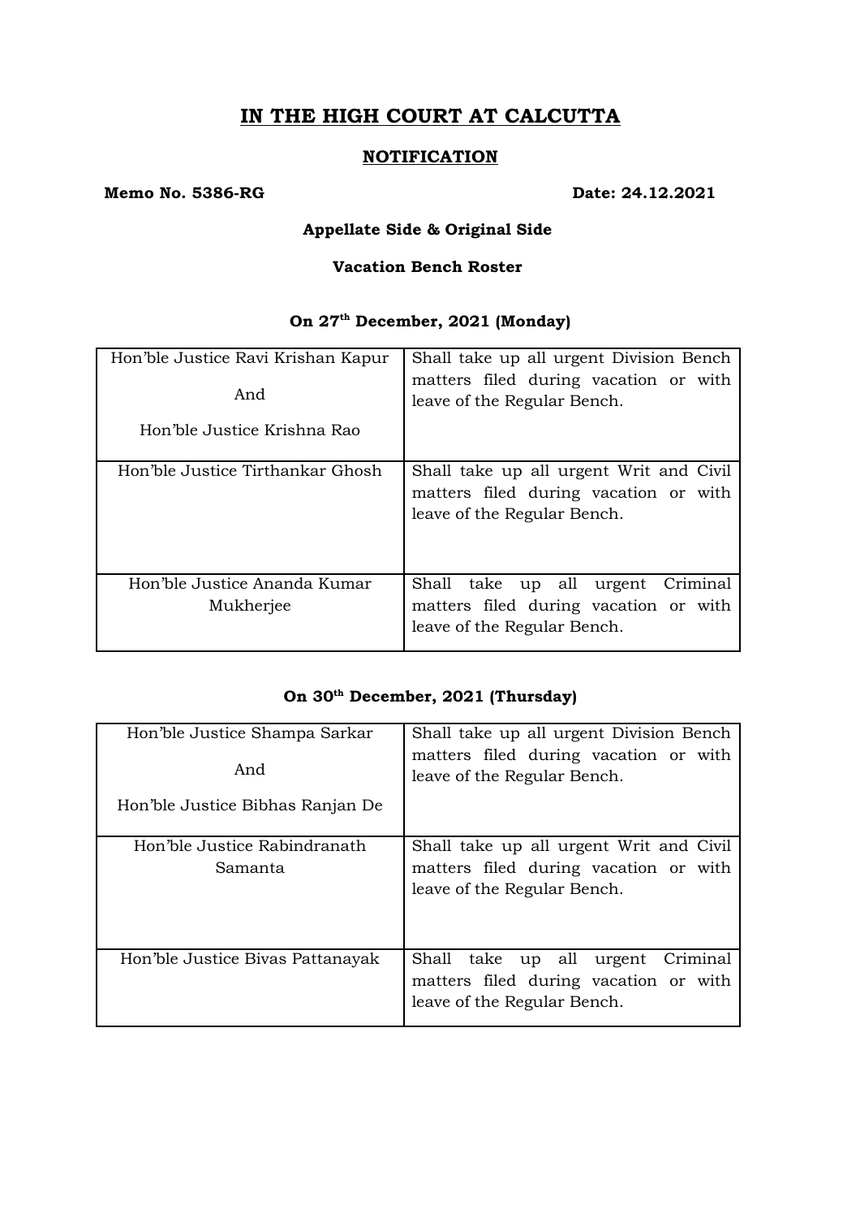# IN THE HIGH COURT AT CALCUTTA

## NOTIFICATION

**Memo No. 5386-RG** **Date: 24.12.2021**

**Appellate Side & Original Side**

**Vacation Bench Roster**

### On 27th December, 2021 (Monday)

| | |
|---|---|
| Hon'ble Justice Ravi Krishan Kapur<br><br>And<br><br>Hon'ble Justice Krishna Rao | Shall take up all urgent Division Bench matters filed during vacation or with leave of the Regular Bench. |
| Hon'ble Justice Tirthankar Ghosh | Shall take up all urgent Writ and Civil matters filed during vacation or with leave of the Regular Bench. |
| Hon'ble Justice Ananda Kumar Mukherjee | Shall take up all urgent Criminal matters filed during vacation or with leave of the Regular Bench. |

### On 30th December, 2021 (Thursday)

| | |
|---|---|
| Hon'ble Justice Shampa Sarkar<br><br>And<br><br>Hon'ble Justice Bibhas Ranjan De | Shall take up all urgent Division Bench matters filed during vacation or with leave of the Regular Bench. |
| Hon'ble Justice Rabindranath Samanta | Shall take up all urgent Writ and Civil matters filed during vacation or with leave of the Regular Bench. |
| Hon'ble Justice Bivas Pattanayak | Shall take up all urgent Criminal matters filed during vacation or with leave of the Regular Bench. |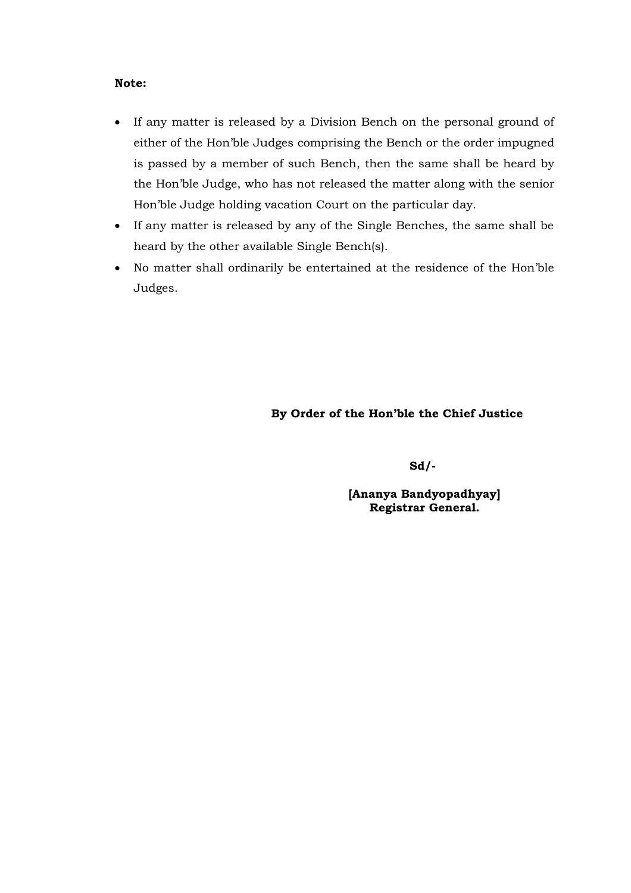**Note:**

- If any matter is released by a Division Bench on the personal ground of either of the Hon'ble Judges comprising the Bench or the order impugned is passed by a member of such Bench, then the same shall be heard by the Hon'ble Judge, who has not released the matter along with the senior Hon'ble Judge holding vacation Court on the particular day.
- If any matter is released by any of the Single Benches, the same shall be heard by the other available Single Bench(s).
- No matter shall ordinarily be entertained at the residence of the Hon'ble Judges.

**By Order of the Hon'ble the Chief Justice**

**Sd/-**

**[Ananya Bandyopadhyay]**
**Registrar General.**